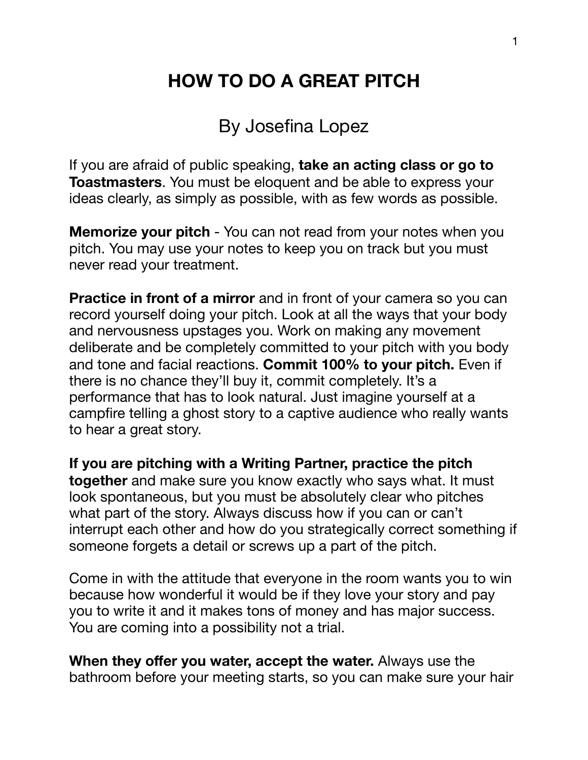# HOW TO DO A GREAT PITCH

By Josefina Lopez

If you are afraid of public speaking, **take an acting class or go to Toastmasters**. You must be eloquent and be able to express your ideas clearly, as simply as possible, with as few words as possible.

**Memorize your pitch** - You can not read from your notes when you pitch. You may use your notes to keep you on track but you must never read your treatment.

**Practice in front of a mirror** and in front of your camera so you can record yourself doing your pitch. Look at all the ways that your body and nervousness upstages you. Work on making any movement deliberate and be completely committed to your pitch with you body and tone and facial reactions. **Commit 100% to your pitch.** Even if there is no chance they'll buy it, commit completely. It's a performance that has to look natural. Just imagine yourself at a campfire telling a ghost story to a captive audience who really wants to hear a great story.

**If you are pitching with a Writing Partner, practice the pitch together** and make sure you know exactly who says what. It must look spontaneous, but you must be absolutely clear who pitches what part of the story. Always discuss how if you can or can't interrupt each other and how do you strategically correct something if someone forgets a detail or screws up a part of the pitch.

Come in with the attitude that everyone in the room wants you to win because how wonderful it would be if they love your story and pay you to write it and it makes tons of money and has major success. You are coming into a possibility not a trial.

**When they offer you water, accept the water.** Always use the bathroom before your meeting starts, so you can make sure your hair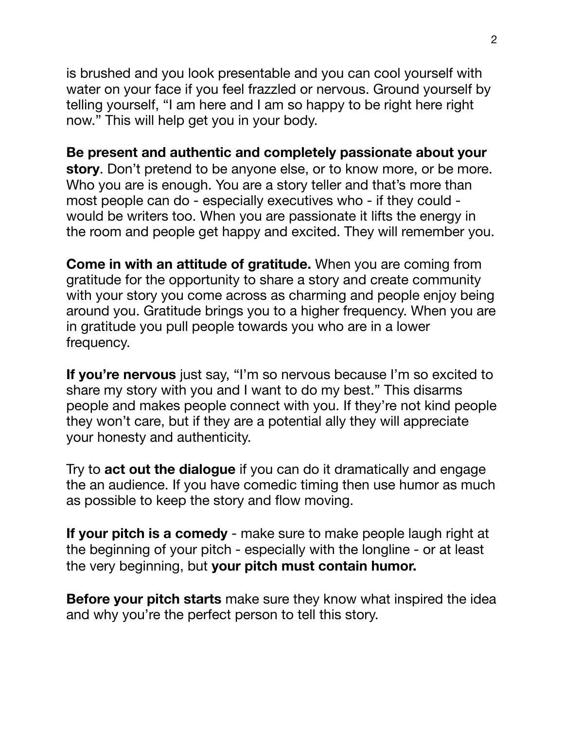is brushed and you look presentable and you can cool yourself with water on your face if you feel frazzled or nervous. Ground yourself by telling yourself, "I am here and I am so happy to be right here right now." This will help get you in your body.

**Be present and authentic and completely passionate about your story**. Don't pretend to be anyone else, or to know more, or be more. Who you are is enough. You are a story teller and that's more than most people can do - especially executives who - if they could - would be writers too. When you are passionate it lifts the energy in the room and people get happy and excited. They will remember you.

**Come in with an attitude of gratitude.** When you are coming from gratitude for the opportunity to share a story and create community with your story you come across as charming and people enjoy being around you. Gratitude brings you to a higher frequency. When you are in gratitude you pull people towards you who are in a lower frequency.

**If you're nervous** just say, "I'm so nervous because I'm so excited to share my story with you and I want to do my best." This disarms people and makes people connect with you. If they're not kind people they won't care, but if they are a potential ally they will appreciate your honesty and authenticity.

Try to **act out the dialogue** if you can do it dramatically and engage the an audience. If you have comedic timing then use humor as much as possible to keep the story and flow moving.

**If your pitch is a comedy** - make sure to make people laugh right at the beginning of your pitch - especially with the longline - or at least the very beginning, but **your pitch must contain humor.**

**Before your pitch starts** make sure they know what inspired the idea and why you're the perfect person to tell this story.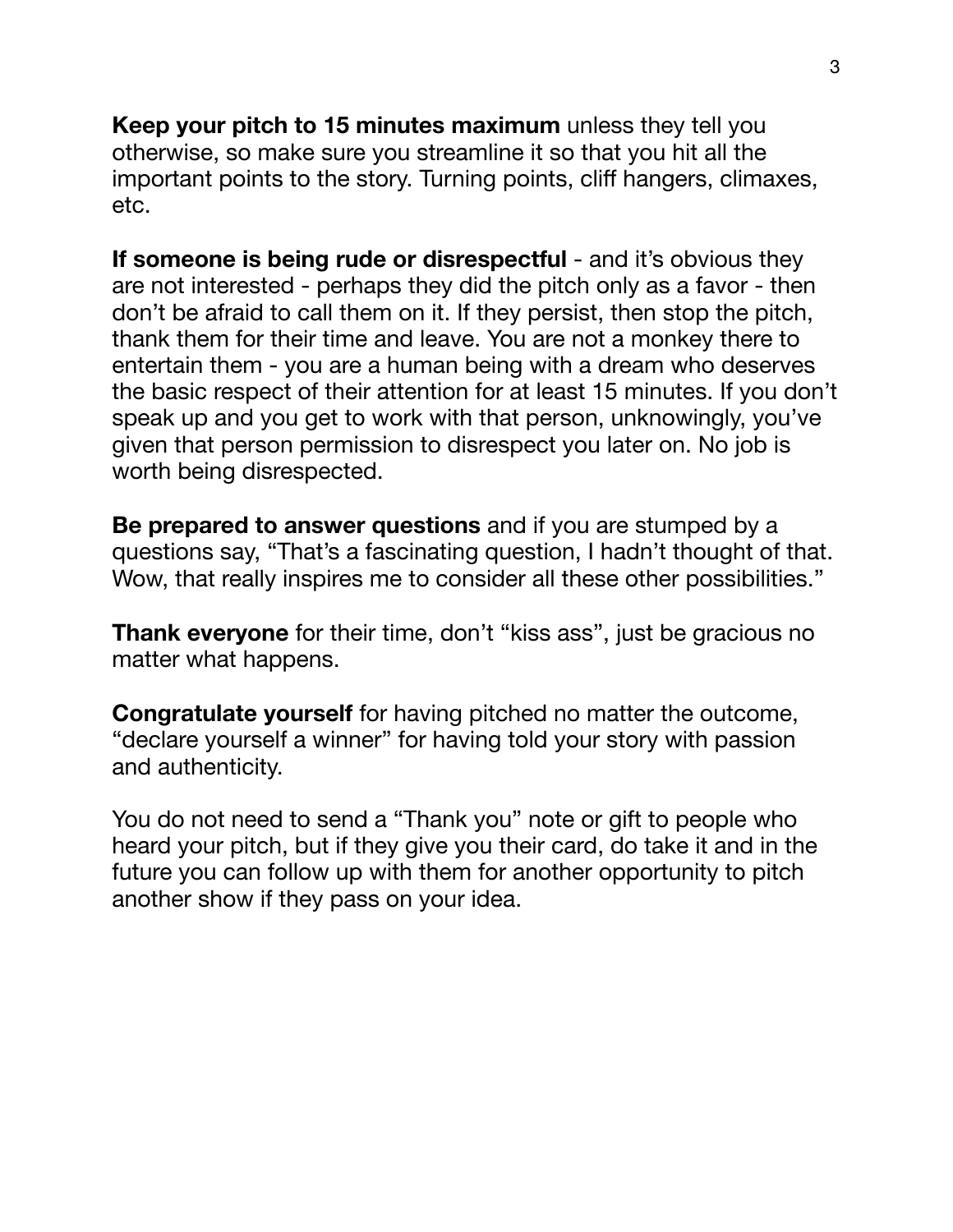**Keep your pitch to 15 minutes maximum** unless they tell you otherwise, so make sure you streamline it so that you hit all the important points to the story. Turning points, cliff hangers, climaxes, etc.

**If someone is being rude or disrespectful** - and it's obvious they are not interested - perhaps they did the pitch only as a favor - then don't be afraid to call them on it. If they persist, then stop the pitch, thank them for their time and leave. You are not a monkey there to entertain them - you are a human being with a dream who deserves the basic respect of their attention for at least 15 minutes. If you don't speak up and you get to work with that person, unknowingly, you've given that person permission to disrespect you later on. No job is worth being disrespected.

**Be prepared to answer questions** and if you are stumped by a questions say, "That's a fascinating question, I hadn't thought of that. Wow, that really inspires me to consider all these other possibilities."

**Thank everyone** for their time, don't "kiss ass", just be gracious no matter what happens.

**Congratulate yourself** for having pitched no matter the outcome, "declare yourself a winner" for having told your story with passion and authenticity.

You do not need to send a "Thank you" note or gift to people who heard your pitch, but if they give you their card, do take it and in the future you can follow up with them for another opportunity to pitch another show if they pass on your idea.